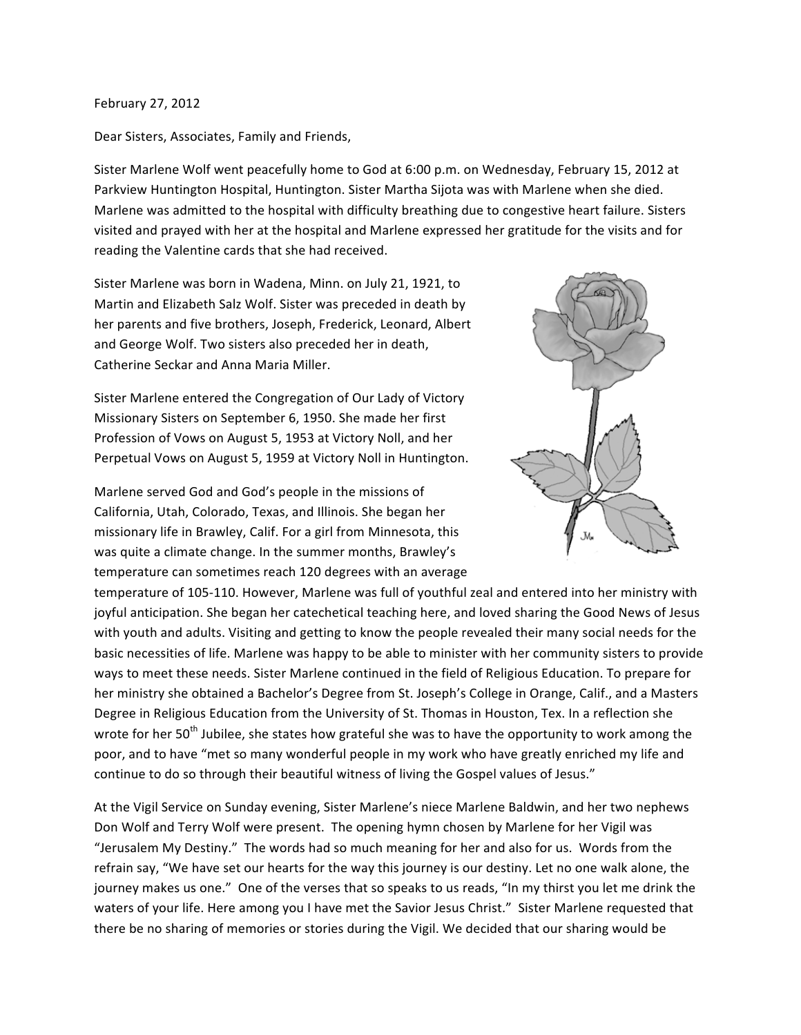February 27, 2012

Dear Sisters, Associates, Family and Friends,

Sister Marlene Wolf went peacefully home to God at 6:00 p.m. on Wednesday, February 15, 2012 at Parkview Huntington Hospital, Huntington. Sister Martha Sijota was with Marlene when she died. Marlene was admitted to the hospital with difficulty breathing due to congestive heart failure. Sisters visited and prayed with her at the hospital and Marlene expressed her gratitude for the visits and for reading the Valentine cards that she had received.

Sister Marlene was born in Wadena, Minn. on July 21, 1921, to Martin and Elizabeth Salz Wolf. Sister was preceded in death by her parents and five brothers, Joseph, Frederick, Leonard, Albert and George Wolf. Two sisters also preceded her in death, Catherine Seckar and Anna Maria Miller.

Sister Marlene entered the Congregation of Our Lady of Victory Missionary Sisters on September 6, 1950. She made her first Profession of Vows on August 5, 1953 at Victory Noll, and her Perpetual Vows on August 5, 1959 at Victory Noll in Huntington.

Marlene served God and God's people in the missions of California, Utah, Colorado, Texas, and Illinois. She began her missionary life in Brawley, Calif. For a girl from Minnesota, this was quite a climate change. In the summer months, Brawley's temperature can sometimes reach 120 degrees with an average temperature of 105-110. However, Marlene was full of youthful zeal and entered into her ministry with joyful anticipation. She began her catechetical teaching here, and loved sharing the Good News of Jesus with youth and adults. Visiting and getting to know the people revealed their many social needs for the basic necessities of life. Marlene was happy to be able to minister with her community sisters to provide ways to meet these needs. Sister Marlene continued in the field of Religious Education. To prepare for her ministry she obtained a Bachelor's Degree from St. Joseph's College in Orange, Calif., and a Masters Degree in Religious Education from the University of St. Thomas in Houston, Tex. In a reflection she wrote for her 50th Jubilee, she states how grateful she was to have the opportunity to work among the poor, and to have "met so many wonderful people in my work who have greatly enriched my life and continue to do so through their beautiful witness of living the Gospel values of Jesus."

At the Vigil Service on Sunday evening, Sister Marlene's niece Marlene Baldwin, and her two nephews Don Wolf and Terry Wolf were present. The opening hymn chosen by Marlene for her Vigil was "Jerusalem My Destiny." The words had so much meaning for her and also for us. Words from the refrain say, "We have set our hearts for the way this journey is our destiny. Let no one walk alone, the journey makes us one." One of the verses that so speaks to us reads, "In my thirst you let me drink the waters of your life. Here among you I have met the Savior Jesus Christ." Sister Marlene requested that there be no sharing of memories or stories during the Vigil. We decided that our sharing would be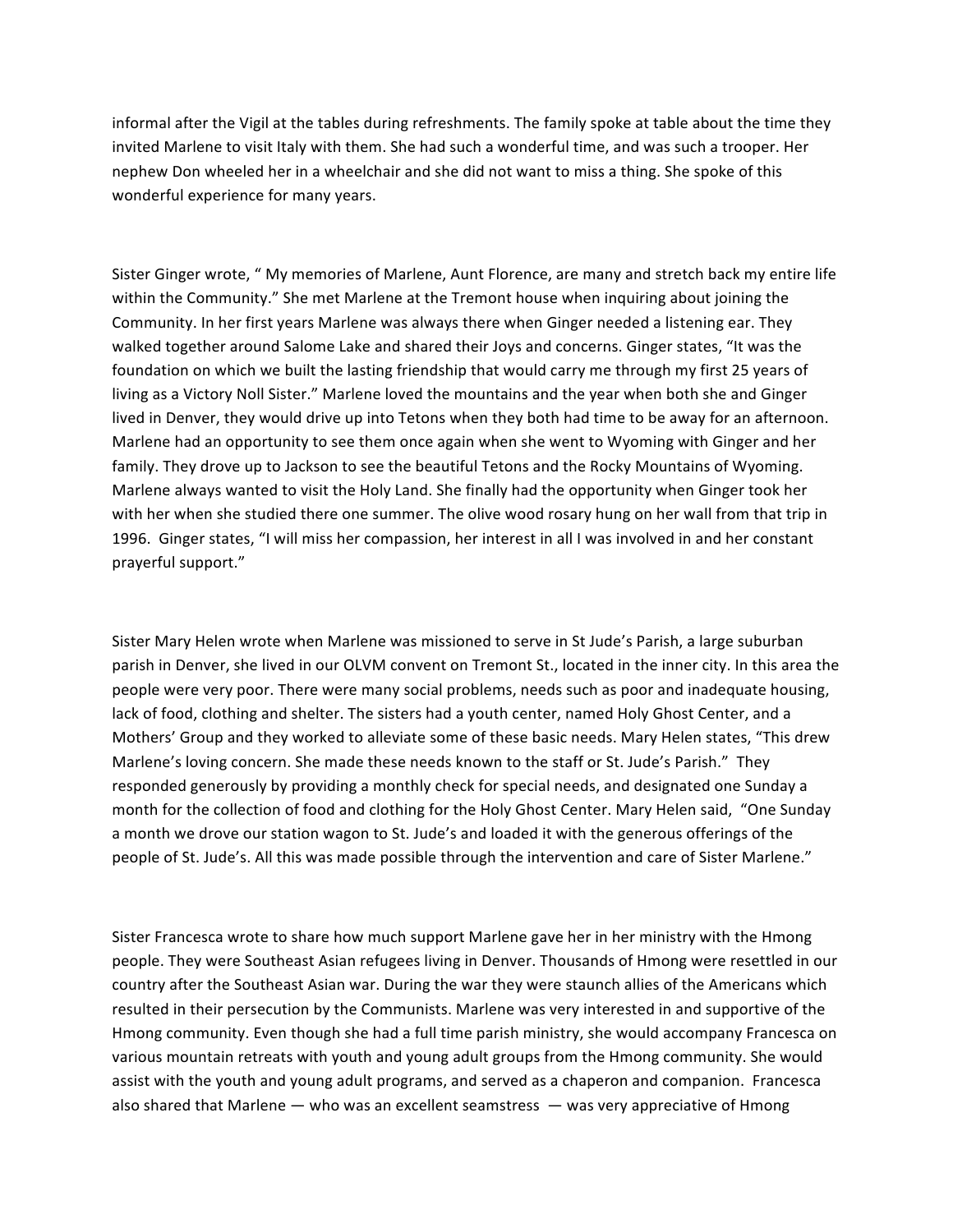informal after the Vigil at the tables during refreshments. The family spoke at table about the time they invited Marlene to visit Italy with them. She had such a wonderful time, and was such a trooper. Her nephew Don wheeled her in a wheelchair and she did not want to miss a thing. She spoke of this wonderful experience for many years.

Sister Ginger wrote, " My memories of Marlene, Aunt Florence, are many and stretch back my entire life within the Community." She met Marlene at the Tremont house when inquiring about joining the Community. In her first years Marlene was always there when Ginger needed a listening ear. They walked together around Salome Lake and shared their Joys and concerns. Ginger states, "It was the foundation on which we built the lasting friendship that would carry me through my first 25 years of living as a Victory Noll Sister." Marlene loved the mountains and the year when both she and Ginger lived in Denver, they would drive up into Tetons when they both had time to be away for an afternoon. Marlene had an opportunity to see them once again when she went to Wyoming with Ginger and her family. They drove up to Jackson to see the beautiful Tetons and the Rocky Mountains of Wyoming. Marlene always wanted to visit the Holy Land. She finally had the opportunity when Ginger took her with her when she studied there one summer. The olive wood rosary hung on her wall from that trip in 1996. Ginger states, "I will miss her compassion, her interest in all I was involved in and her constant prayerful support."

Sister Mary Helen wrote when Marlene was missioned to serve in St Jude's Parish, a large suburban parish in Denver, she lived in our OLVM convent on Tremont St., located in the inner city. In this area the people were very poor. There were many social problems, needs such as poor and inadequate housing, lack of food, clothing and shelter. The sisters had a youth center, named Holy Ghost Center, and a Mothers' Group and they worked to alleviate some of these basic needs. Mary Helen states, "This drew Marlene's loving concern. She made these needs known to the staff or St. Jude's Parish." They responded generously by providing a monthly check for special needs, and designated one Sunday a month for the collection of food and clothing for the Holy Ghost Center. Mary Helen said, "One Sunday a month we drove our station wagon to St. Jude's and loaded it with the generous offerings of the people of St. Jude's. All this was made possible through the intervention and care of Sister Marlene."

Sister Francesca wrote to share how much support Marlene gave her in her ministry with the Hmong people. They were Southeast Asian refugees living in Denver. Thousands of Hmong were resettled in our country after the Southeast Asian war. During the war they were staunch allies of the Americans which resulted in their persecution by the Communists. Marlene was very interested in and supportive of the Hmong community. Even though she had a full time parish ministry, she would accompany Francesca on various mountain retreats with youth and young adult groups from the Hmong community. She would assist with the youth and young adult programs, and served as a chaperon and companion. Francesca also shared that Marlene — who was an excellent seamstress — was very appreciative of Hmong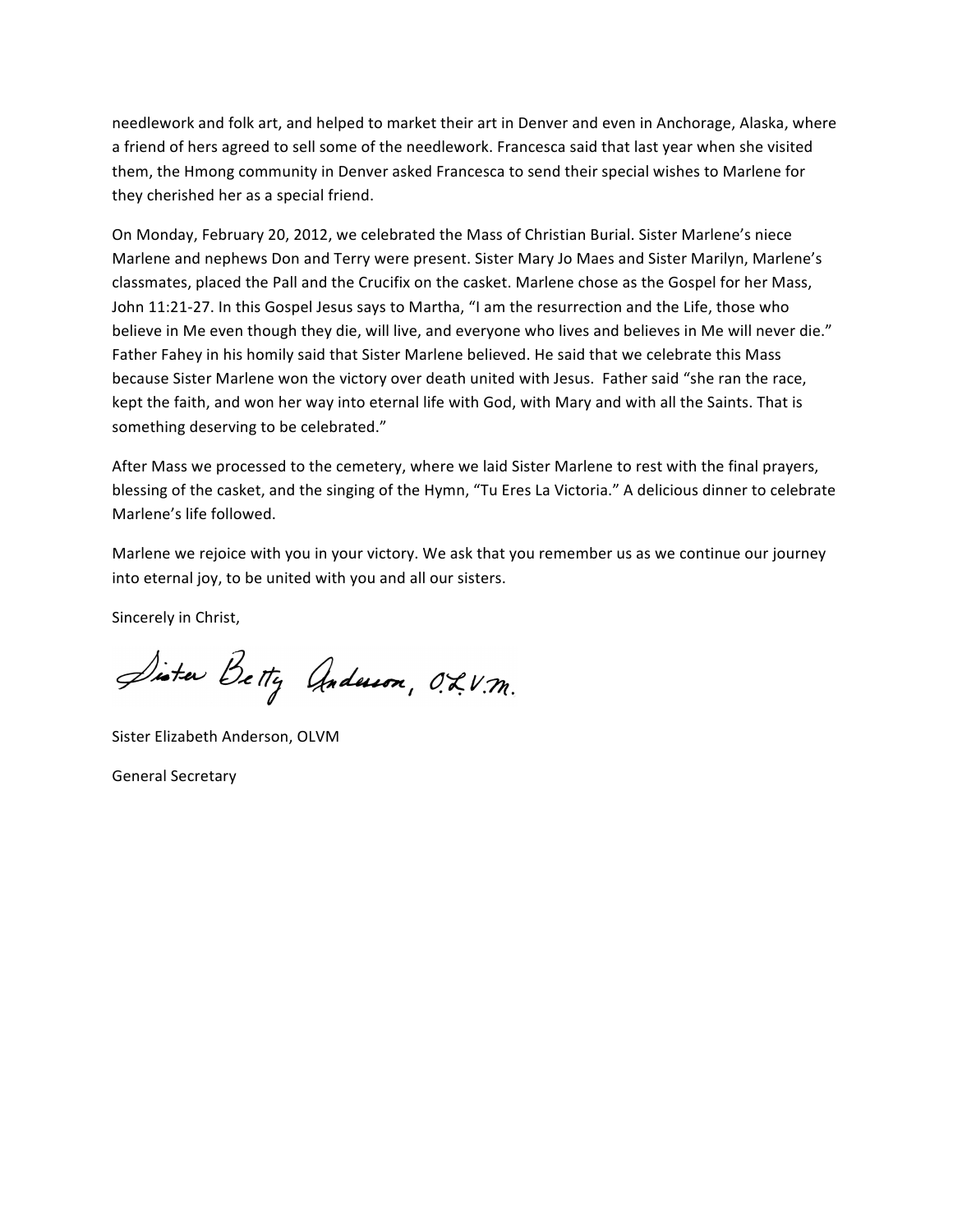needlework and folk art, and helped to market their art in Denver and even in Anchorage, Alaska, where a friend of hers agreed to sell some of the needlework. Francesca said that last year when she visited them, the Hmong community in Denver asked Francesca to send their special wishes to Marlene for they cherished her as a special friend.

On Monday, February 20, 2012, we celebrated the Mass of Christian Burial. Sister Marlene's niece Marlene and nephews Don and Terry were present. Sister Mary Jo Maes and Sister Marilyn, Marlene's classmates, placed the Pall and the Crucifix on the casket. Marlene chose as the Gospel for her Mass, John 11:21-27. In this Gospel Jesus says to Martha, "I am the resurrection and the Life, those who believe in Me even though they die, will live, and everyone who lives and believes in Me will never die." Father Fahey in his homily said that Sister Marlene believed. He said that we celebrate this Mass because Sister Marlene won the victory over death united with Jesus. Father said "she ran the race, kept the faith, and won her way into eternal life with God, with Mary and with all the Saints. That is something deserving to be celebrated."

After Mass we processed to the cemetery, where we laid Sister Marlene to rest with the final prayers, blessing of the casket, and the singing of the Hymn, "Tu Eres La Victoria." A delicious dinner to celebrate Marlene's life followed.

Marlene we rejoice with you in your victory. We ask that you remember us as we continue our journey into eternal joy, to be united with you and all our sisters.

Sincerely in Christ,

Sister Betty Anderson, O.L.V.M.

Sister Elizabeth Anderson, OLVM

General Secretary